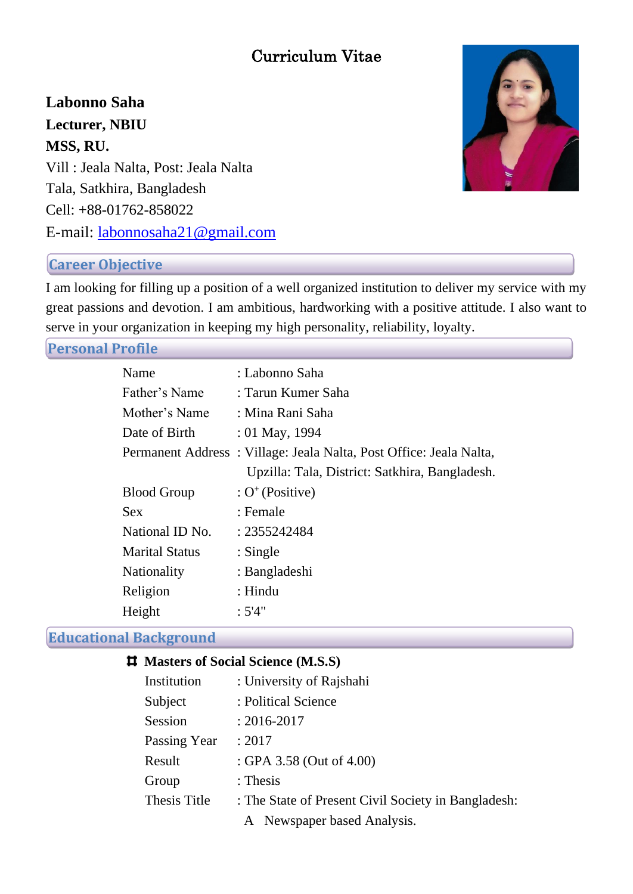# Curriculum Vitae

**Labonno Saha**
**Lecturer, NBIU**
**MSS, RU.**
Vill : Jeala Nalta, Post: Jeala Nalta
Tala, Satkhira, Bangladesh
Cell: +88-01762-858022
E-mail: labonnosaha21@gmail.com

## Career Objective

I am looking for filling up a position of a well organized institution to deliver my service with my great passions and devotion. I am ambitious, hardworking with a positive attitude. I also want to serve in your organization in keeping my high personality, reliability, loyalty.

## Personal Profile

| | |
|---|---|
| Name | : Labonno Saha |
| Father's Name | : Tarun Kumer Saha |
| Mother's Name | : Mina Rani Saha |
| Date of Birth | : 01 May, 1994 |
| Permanent Address | : Village: Jeala Nalta, Post Office: Jeala Nalta, Upzilla: Tala, District: Satkhira, Bangladesh. |
| Blood Group | : $O^+$ (Positive) |
| Sex | : Female |
| National ID No. | : 2355242484 |
| Marital Status | : Single |
| Nationality | : Bangladeshi |
| Religion | : Hindu |
| Height | : 5'4" |

## Educational Background

- **Masters of Social Science (M.S.S)**

| | |
|---|---|
| Institution | : University of Rajshahi |
| Subject | : Political Science |
| Session | : 2016-2017 |
| Passing Year | : 2017 |
| Result | : GPA 3.58 (Out of 4.00) |
| Group | : Thesis |
| Thesis Title | : The State of Present Civil Society in Bangladesh: A Newspaper based Analysis. |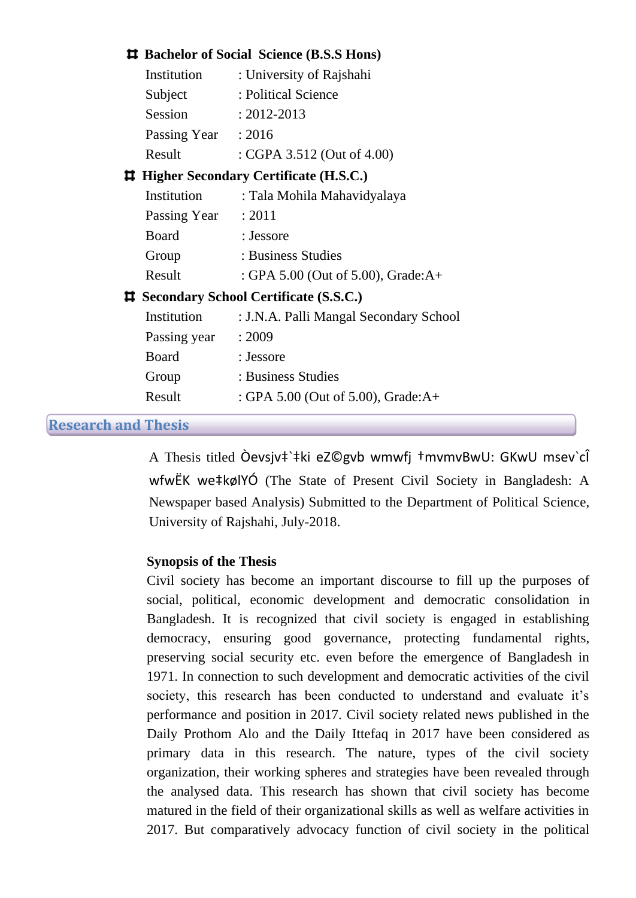- **Bachelor of Social Science (B.S.S Hons)**

  Institution : University of Rajshahi
  Subject : Political Science
  Session : 2012-2013
  Passing Year : 2016
  Result : CGPA 3.512 (Out of 4.00)

- **Higher Secondary Certificate (H.S.C.)**

  Institution : Tala Mohila Mahavidyalaya
  Passing Year : 2011
  Board : Jessore
  Group : Business Studies
  Result : GPA 5.00 (Out of 5.00), Grade:A+

- **Secondary School Certificate (S.S.C.)**

  Institution : J.N.A. Palli Mangal Secondary School
  Passing year : 2009
  Board : Jessore
  Group : Business Studies
  Result : GPA 5.00 (Out of 5.00), Grade:A+

## Research and Thesis

A Thesis titled Òevsjv‡`‡ki eZ©gvb wmwfj †mvmvBwU: GKwU msev`cÎ wfwËK we‡kølYÓ (The State of Present Civil Society in Bangladesh: A Newspaper based Analysis) Submitted to the Department of Political Science, University of Rajshahi, July-2018.

**Synopsis of the Thesis**

Civil society has become an important discourse to fill up the purposes of social, political, economic development and democratic consolidation in Bangladesh. It is recognized that civil society is engaged in establishing democracy, ensuring good governance, protecting fundamental rights, preserving social security etc. even before the emergence of Bangladesh in 1971. In connection to such development and democratic activities of the civil society, this research has been conducted to understand and evaluate it's performance and position in 2017. Civil society related news published in the Daily Prothom Alo and the Daily Ittefaq in 2017 have been considered as primary data in this research. The nature, types of the civil society organization, their working spheres and strategies have been revealed through the analysed data. This research has shown that civil society has become matured in the field of their organizational skills as well as welfare activities in 2017. But comparatively advocacy function of civil society in the political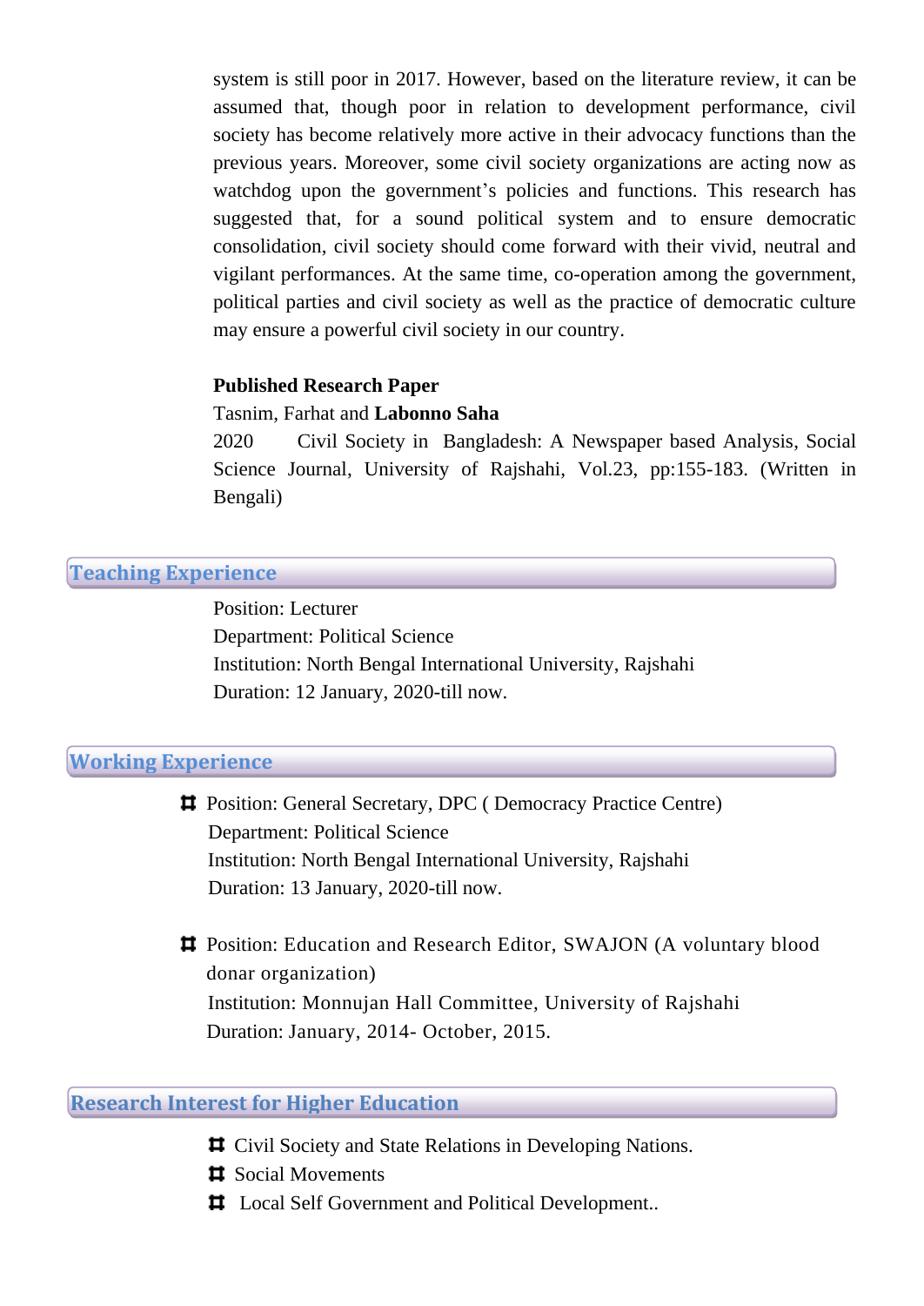system is still poor in 2017. However, based on the literature review, it can be assumed that, though poor in relation to development performance, civil society has become relatively more active in their advocacy functions than the previous years. Moreover, some civil society organizations are acting now as watchdog upon the government's policies and functions. This research has suggested that, for a sound political system and to ensure democratic consolidation, civil society should come forward with their vivid, neutral and vigilant performances. At the same time, co-operation among the government, political parties and civil society as well as the practice of democratic culture may ensure a powerful civil society in our country.

**Published Research Paper**

Tasnim, Farhat and **Labonno Saha**

2020 Civil Society in Bangladesh: A Newspaper based Analysis, Social Science Journal, University of Rajshahi, Vol.23, pp:155-183. (Written in Bengali)

## Teaching Experience

Position: Lecturer
Department: Political Science
Institution: North Bengal International University, Rajshahi
Duration: 12 January, 2020-till now.

## Working Experience

- Position: General Secretary, DPC ( Democracy Practice Centre)
  Department: Political Science
  Institution: North Bengal International University, Rajshahi
  Duration: 13 January, 2020-till now.

- Position: Education and Research Editor, SWAJON (A voluntary blood donar organization)
  Institution: Monnujan Hall Committee, University of Rajshahi
  Duration: January, 2014- October, 2015.

## Research Interest for Higher Education

- Civil Society and State Relations in Developing Nations.
- Social Movements
- Local Self Government and Political Development..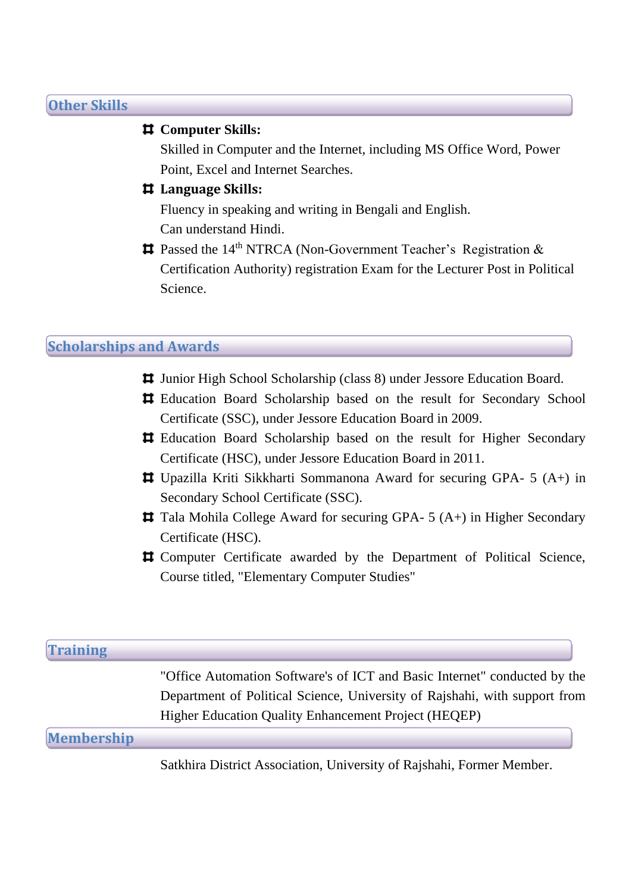## Other Skills

- **Computer Skills:**
  Skilled in Computer and the Internet, including MS Office Word, Power Point, Excel and Internet Searches.
- **Language Skills:**
  Fluency in speaking and writing in Bengali and English.
  Can understand Hindi.
- Passed the 14th NTRCA (Non-Government Teacher's Registration & Certification Authority) registration Exam for the Lecturer Post in Political Science.

## Scholarships and Awards

- Junior High School Scholarship (class 8) under Jessore Education Board.
- Education Board Scholarship based on the result for Secondary School Certificate (SSC), under Jessore Education Board in 2009.
- Education Board Scholarship based on the result for Higher Secondary Certificate (HSC), under Jessore Education Board in 2011.
- Upazilla Kriti Sikkharti Sommanona Award for securing GPA- 5 (A+) in Secondary School Certificate (SSC).
- Tala Mohila College Award for securing GPA- 5 (A+) in Higher Secondary Certificate (HSC).
- Computer Certificate awarded by the Department of Political Science, Course titled, "Elementary Computer Studies"

## Training

"Office Automation Software's of ICT and Basic Internet" conducted by the Department of Political Science, University of Rajshahi, with support from Higher Education Quality Enhancement Project (HEQEP)

## Membership

Satkhira District Association, University of Rajshahi, Former Member.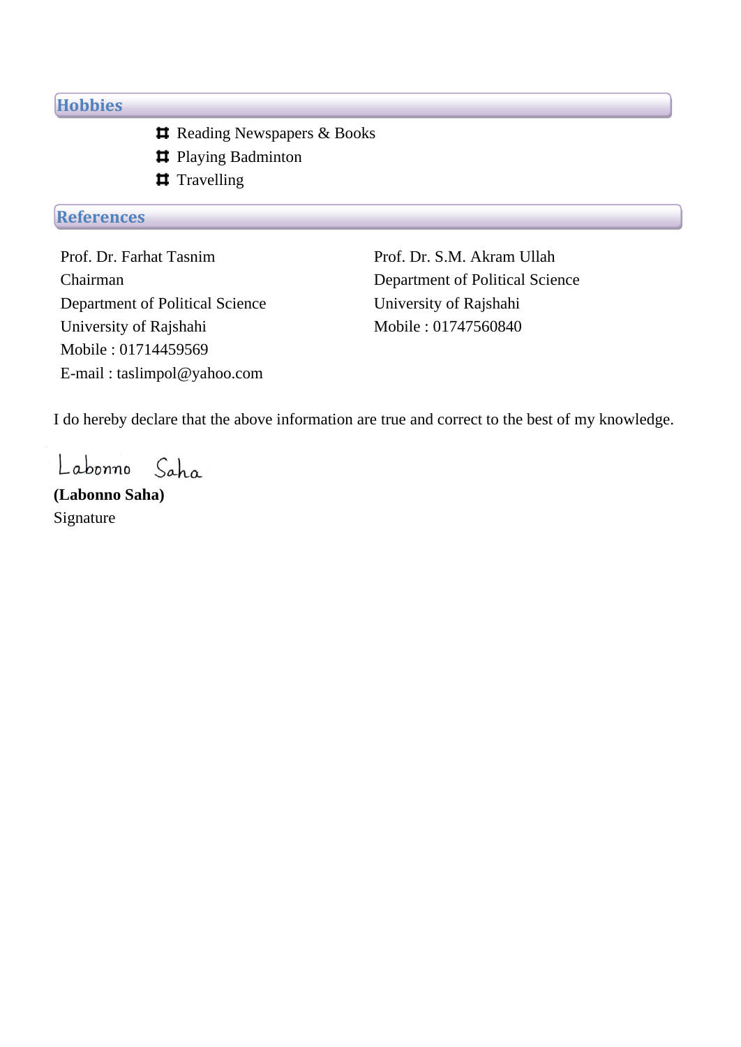## Hobbies

- Reading Newspapers & Books
- Playing Badminton
- Travelling

## References

Prof. Dr. Farhat Tasnim
Chairman
Department of Political Science
University of Rajshahi
Mobile : 01714459569
E-mail : taslimpol@yahoo.com

Prof. Dr. S.M. Akram Ullah
Department of Political Science
University of Rajshahi
Mobile : 01747560840

I do hereby declare that the above information are true and correct to the best of my knowledge.

Labonno Saha

**(Labonno Saha)**
Signature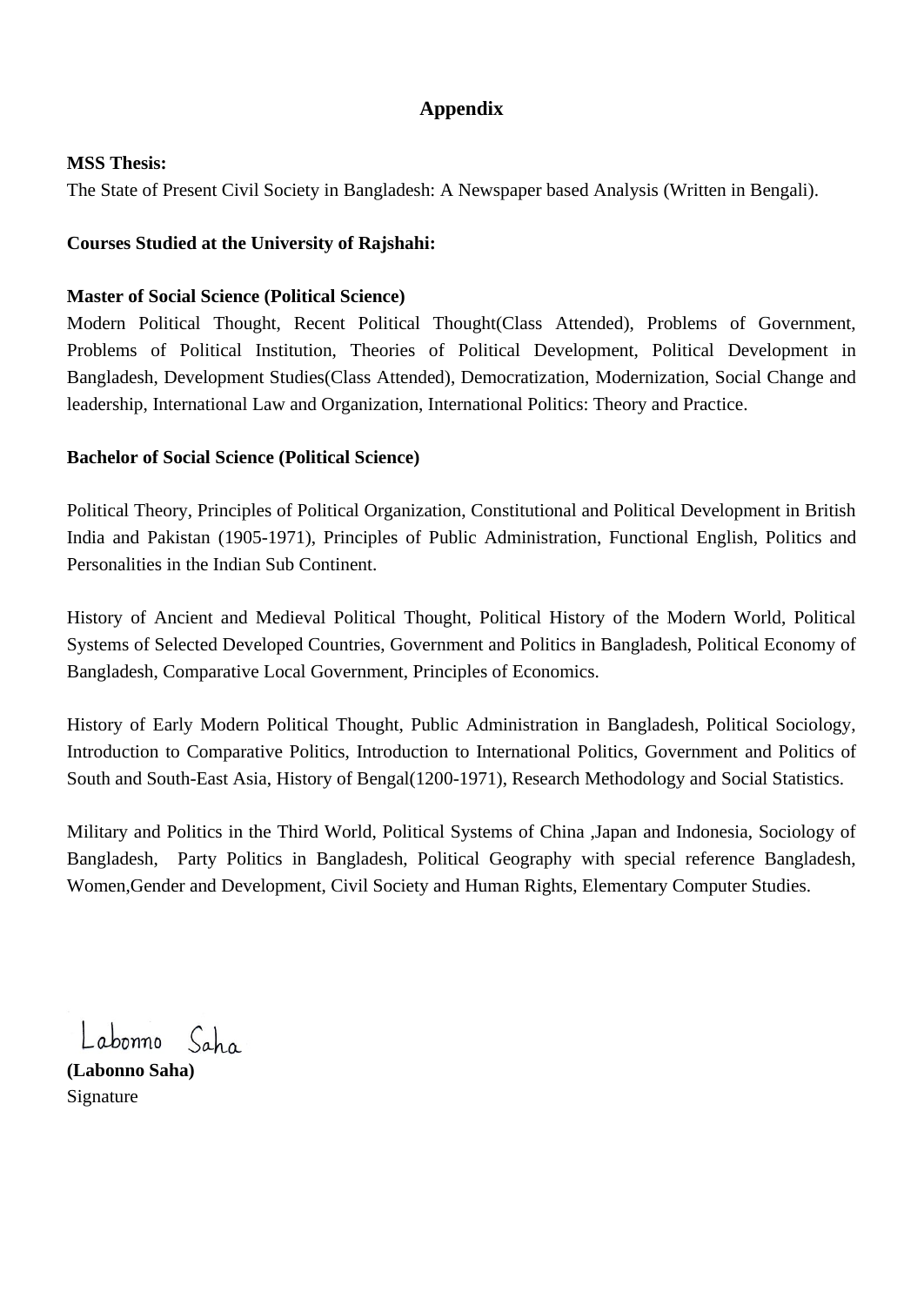## Appendix

**MSS Thesis:**
The State of Present Civil Society in Bangladesh: A Newspaper based Analysis (Written in Bengali).

**Courses Studied at the University of Rajshahi:**

**Master of Social Science (Political Science)**
Modern Political Thought, Recent Political Thought(Class Attended), Problems of Government, Problems of Political Institution, Theories of Political Development, Political Development in Bangladesh, Development Studies(Class Attended), Democratization, Modernization, Social Change and leadership, International Law and Organization, International Politics: Theory and Practice.

**Bachelor of Social Science (Political Science)**

Political Theory, Principles of Political Organization, Constitutional and Political Development in British India and Pakistan (1905-1971), Principles of Public Administration, Functional English, Politics and Personalities in the Indian Sub Continent.

History of Ancient and Medieval Political Thought, Political History of the Modern World, Political Systems of Selected Developed Countries, Government and Politics in Bangladesh, Political Economy of Bangladesh, Comparative Local Government, Principles of Economics.

History of Early Modern Political Thought, Public Administration in Bangladesh, Political Sociology, Introduction to Comparative Politics, Introduction to International Politics, Government and Politics of South and South-East Asia, History of Bengal(1200-1971), Research Methodology and Social Statistics.

Military and Politics in the Third World, Political Systems of China ,Japan and Indonesia, Sociology of Bangladesh, Party Politics in Bangladesh, Political Geography with special reference Bangladesh, Women,Gender and Development, Civil Society and Human Rights, Elementary Computer Studies.

Labonno Saha
**(Labonno Saha)**
Signature